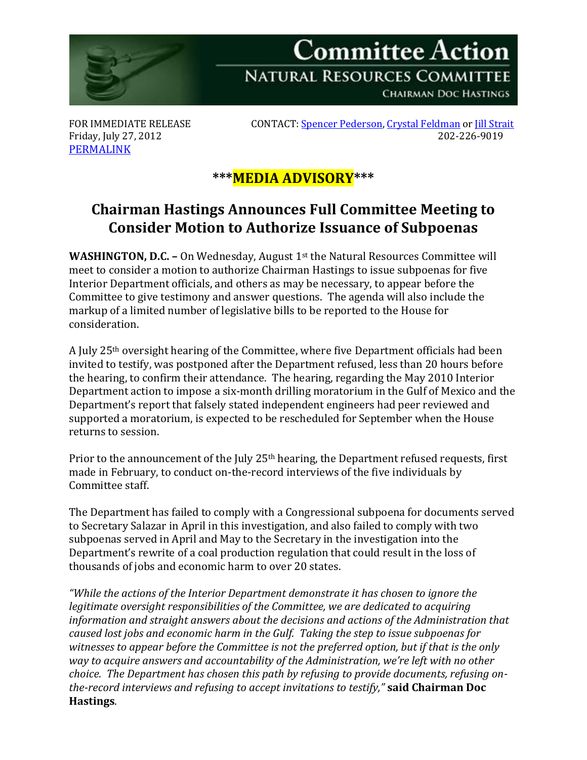# Committee Action

## NATURAL RESOURCES COMMITTEE

CHAIRMAN DOC HASTINGS

FOR IMMEDIATE RELEASE
Friday, July 27, 2012
PERMALINK

CONTACT: Spencer Pederson, Crystal Feldman or Jill Strait
202-226-9019

**\*\*\*MEDIA ADVISORY\*\*\***

## Chairman Hastings Announces Full Committee Meeting to Consider Motion to Authorize Issuance of Subpoenas

**WASHINGTON, D.C. –** On Wednesday, August 1st the Natural Resources Committee will meet to consider a motion to authorize Chairman Hastings to issue subpoenas for five Interior Department officials, and others as may be necessary, to appear before the Committee to give testimony and answer questions. The agenda will also include the markup of a limited number of legislative bills to be reported to the House for consideration.

A July 25th oversight hearing of the Committee, where five Department officials had been invited to testify, was postponed after the Department refused, less than 20 hours before the hearing, to confirm their attendance. The hearing, regarding the May 2010 Interior Department action to impose a six-month drilling moratorium in the Gulf of Mexico and the Department's report that falsely stated independent engineers had peer reviewed and supported a moratorium, is expected to be rescheduled for September when the House returns to session.

Prior to the announcement of the July 25th hearing, the Department refused requests, first made in February, to conduct on-the-record interviews of the five individuals by Committee staff.

The Department has failed to comply with a Congressional subpoena for documents served to Secretary Salazar in April in this investigation, and also failed to comply with two subpoenas served in April and May to the Secretary in the investigation into the Department's rewrite of a coal production regulation that could result in the loss of thousands of jobs and economic harm to over 20 states.

*"While the actions of the Interior Department demonstrate it has chosen to ignore the legitimate oversight responsibilities of the Committee, we are dedicated to acquiring information and straight answers about the decisions and actions of the Administration that caused lost jobs and economic harm in the Gulf. Taking the step to issue subpoenas for witnesses to appear before the Committee is not the preferred option, but if that is the only way to acquire answers and accountability of the Administration, we're left with no other choice. The Department has chosen this path by refusing to provide documents, refusing on-the-record interviews and refusing to accept invitations to testify,"* **said Chairman Doc Hastings**.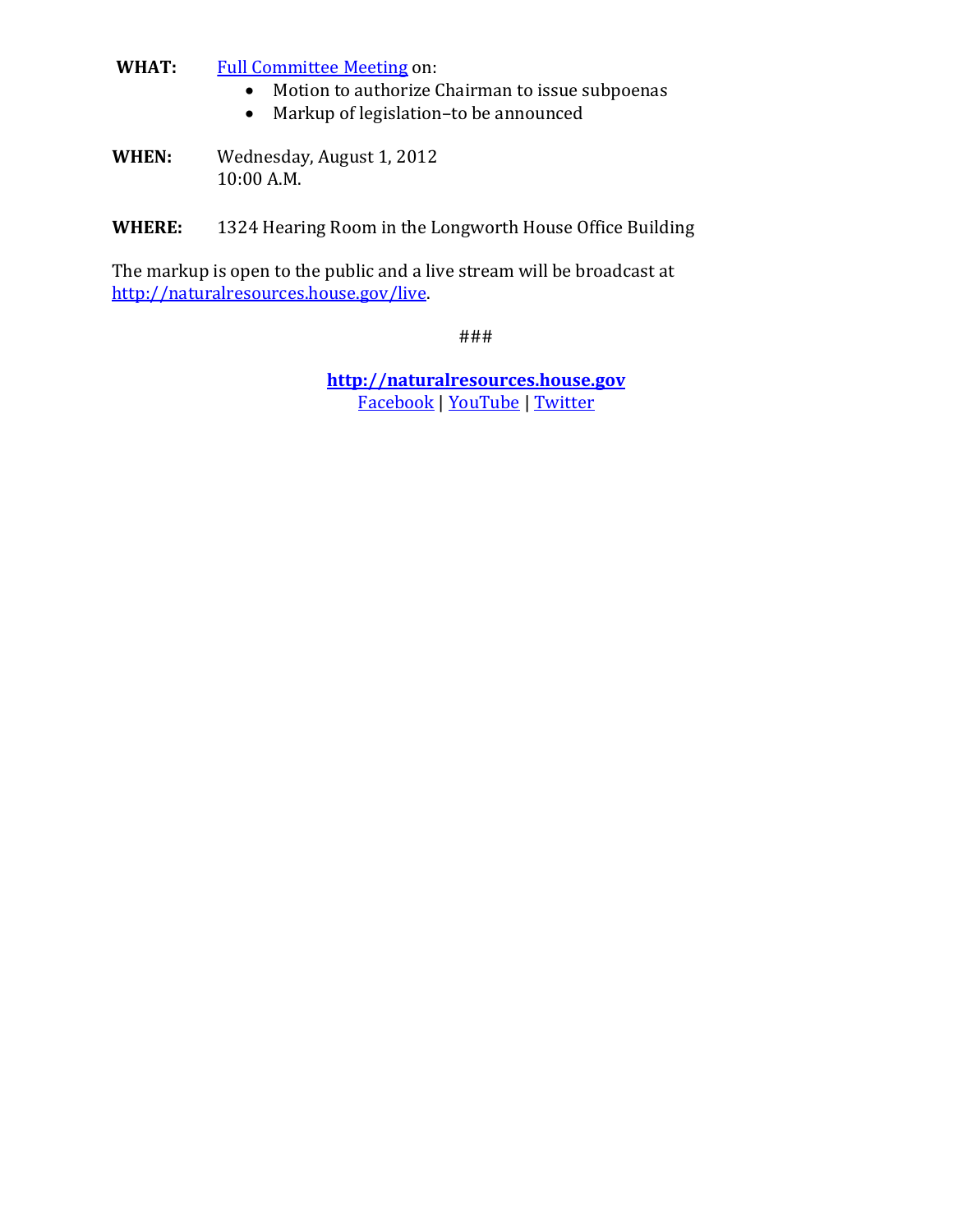**WHAT:** [Full Committee Meeting](#) on:

- Motion to authorize Chairman to issue subpoenas
- Markup of legislation–to be announced

**WHEN:** Wednesday, August 1, 2012
10:00 A.M.

**WHERE:** 1324 Hearing Room in the Longworth House Office Building

The markup is open to the public and a live stream will be broadcast at http://naturalresources.house.gov/live.

###

**http://naturalresources.house.gov**
Facebook | YouTube | Twitter